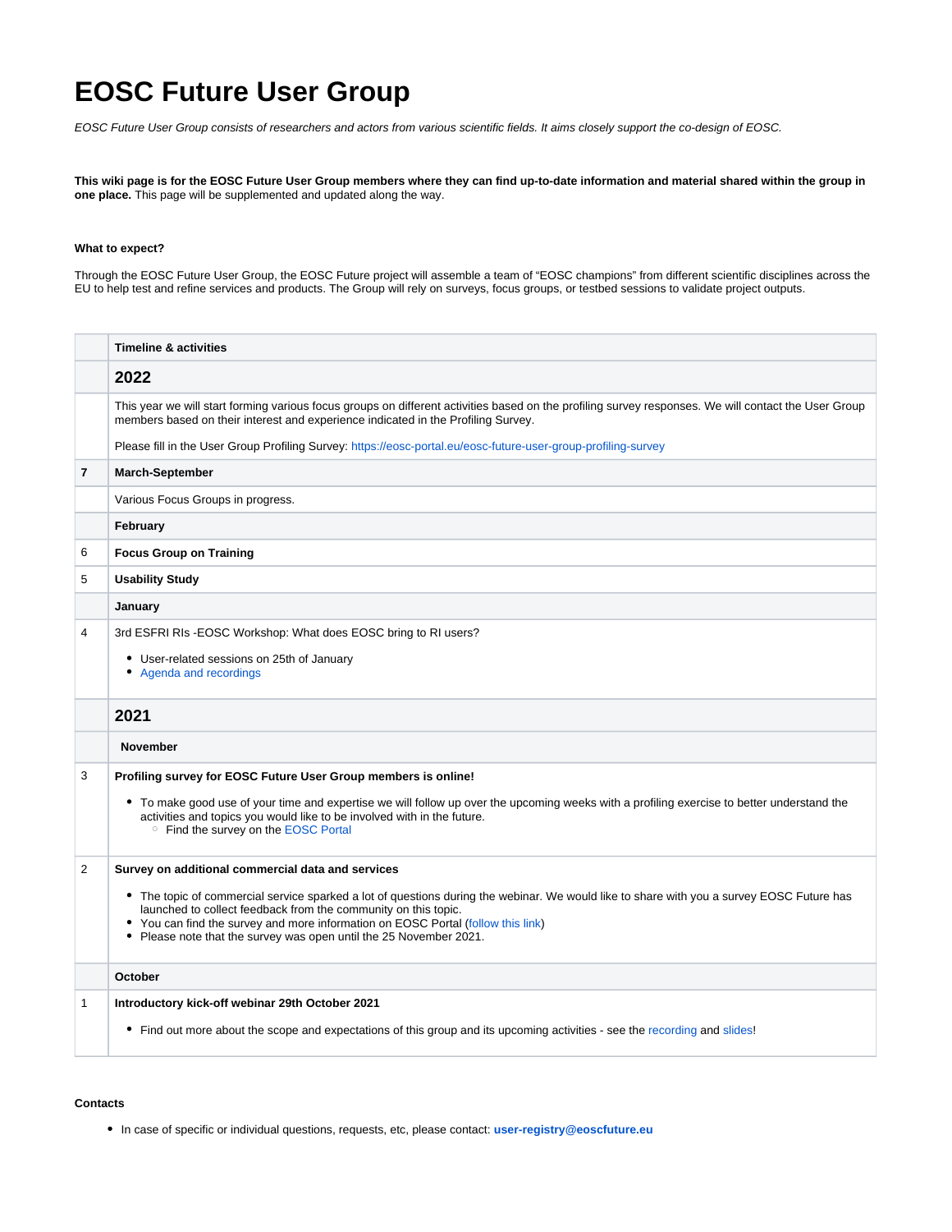# EOSC Future User Group

*EOSC Future User Group consists of researchers and actors from various scientific fields. It aims closely support the co-design of EOSC.*

**This wiki page is for the EOSC Future User Group members where they can find up-to-date information and material shared within the group in one place.** This page will be supplemented and updated along the way.

#### What to expect?

Through the EOSC Future User Group, the EOSC Future project will assemble a team of "EOSC champions" from different scientific disciplines across the EU to help test and refine services and products. The Group will rely on surveys, focus groups, or testbed sessions to validate project outputs.

| | **Timeline & activities** |
|---|---|
| | **2022** |
| | This year we will start forming various focus groups on different activities based on the profiling survey responses. We will contact the User Group members based on their interest and experience indicated in the Profiling Survey.<br><br>Please fill in the User Group Profiling Survey: https://eosc-portal.eu/eosc-future-user-group-profiling-survey |
| **7** | **March-September** |
| | Various Focus Groups in progress. |
| | **February** |
| 6 | **Focus Group on Training** |
| 5 | **Usability Study** |
| | **January** |
| 4 | 3rd ESFRI RIs -EOSC Workshop: What does EOSC bring to RI users?<br>• User-related sessions on 25th of January<br>• Agenda and recordings |
| | **2021** |
| | **November** |
| 3 | **Profiling survey for EOSC Future User Group members is online!**<br>• To make good use of your time and expertise we will follow up over the upcoming weeks with a profiling exercise to better understand the activities and topics you would like to be involved with in the future.<br>  ◦ Find the survey on the EOSC Portal |
| 2 | **Survey on additional commercial data and services**<br>• The topic of commercial service sparked a lot of questions during the webinar. We would like to share with you a survey EOSC Future has launched to collect feedback from the community on this topic.<br>• You can find the survey and more information on EOSC Portal (follow this link)<br>• Please note that the survey was open until the 25 November 2021. |
| | **October** |
| 1 | **Introductory kick-off webinar 29th October 2021**<br>• Find out more about the scope and expectations of this group and its upcoming activities - see the recording and slides! |

#### Contacts

- In case of specific or individual questions, requests, etc, please contact: **user-registry@eoscfuture.eu**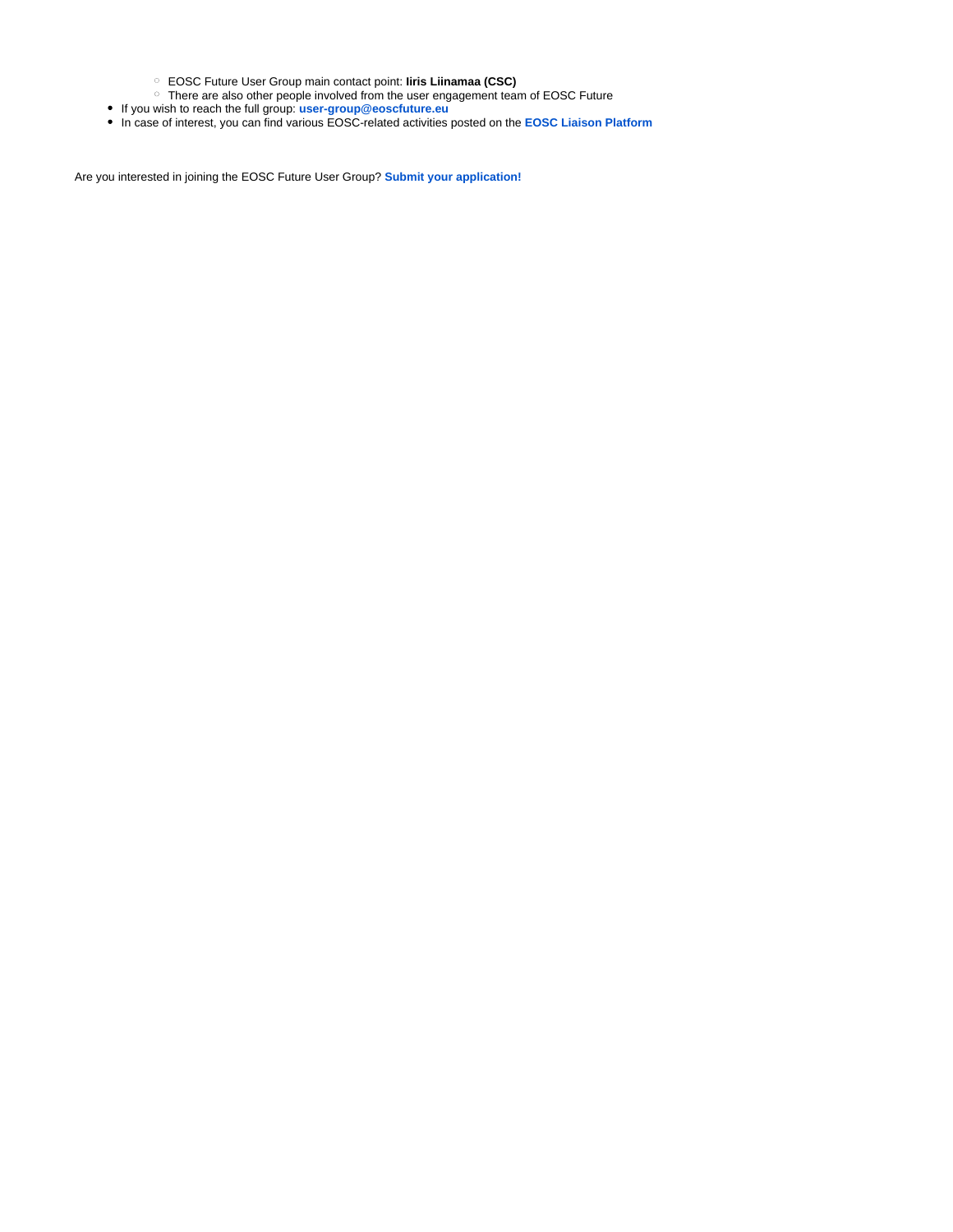- EOSC Future User Group main contact point: **Iiris Liinamaa (CSC)**
  - There are also other people involved from the user engagement team of EOSC Future
- If you wish to reach the full group: **user-group@eoscfuture.eu**
- In case of interest, you can find various EOSC-related activities posted on the **EOSC Liaison Platform**

Are you interested in joining the EOSC Future User Group? **Submit your application!**